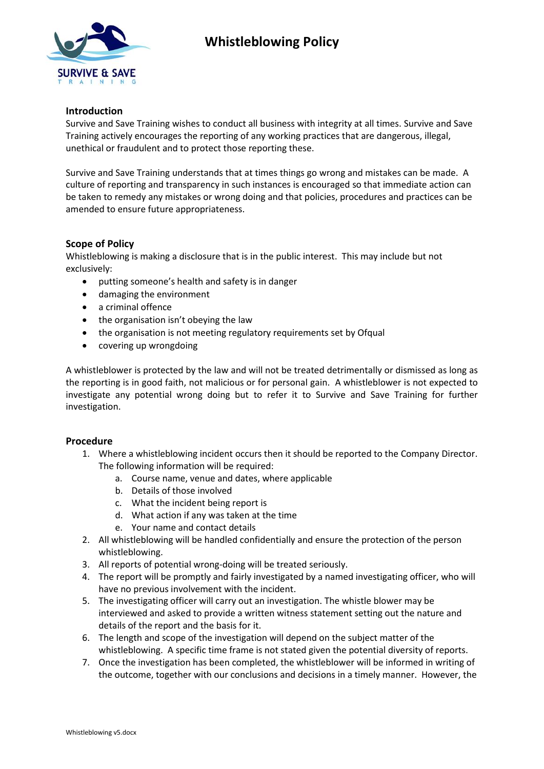# Whistleblowing Policy

## Introduction

Survive and Save Training wishes to conduct all business with integrity at all times. Survive and Save Training actively encourages the reporting of any working practices that are dangerous, illegal, unethical or fraudulent and to protect those reporting these.

Survive and Save Training understands that at times things go wrong and mistakes can be made. A culture of reporting and transparency in such instances is encouraged so that immediate action can be taken to remedy any mistakes or wrong doing and that policies, procedures and practices can be amended to ensure future appropriateness.

## Scope of Policy

Whistleblowing is making a disclosure that is in the public interest. This may include but not exclusively:

- putting someone's health and safety is in danger
- damaging the environment
- a criminal offence
- the organisation isn't obeying the law
- the organisation is not meeting regulatory requirements set by Ofqual
- covering up wrongdoing

A whistleblower is protected by the law and will not be treated detrimentally or dismissed as long as the reporting is in good faith, not malicious or for personal gain. A whistleblower is not expected to investigate any potential wrong doing but to refer it to Survive and Save Training for further investigation.

## Procedure

1. Where a whistleblowing incident occurs then it should be reported to the Company Director. The following information will be required:
   a. Course name, venue and dates, where applicable
   b. Details of those involved
   c. What the incident being report is
   d. What action if any was taken at the time
   e. Your name and contact details
2. All whistleblowing will be handled confidentially and ensure the protection of the person whistleblowing.
3. All reports of potential wrong-doing will be treated seriously.
4. The report will be promptly and fairly investigated by a named investigating officer, who will have no previous involvement with the incident.
5. The investigating officer will carry out an investigation. The whistle blower may be interviewed and asked to provide a written witness statement setting out the nature and details of the report and the basis for it.
6. The length and scope of the investigation will depend on the subject matter of the whistleblowing. A specific time frame is not stated given the potential diversity of reports.
7. Once the investigation has been completed, the whistleblower will be informed in writing of the outcome, together with our conclusions and decisions in a timely manner. However, the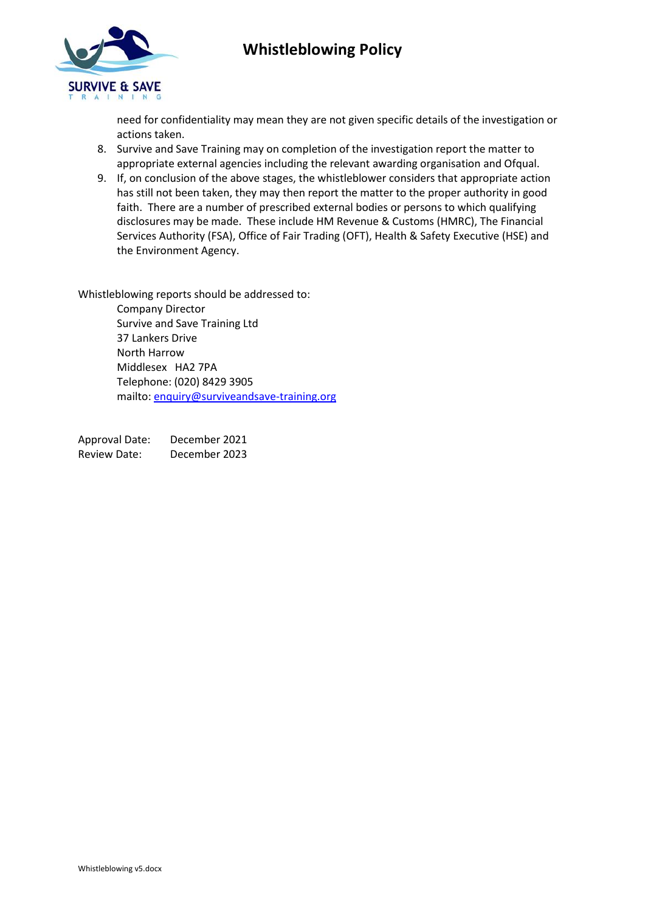need for confidentiality may mean they are not given specific details of the investigation or actions taken.

8. Survive and Save Training may on completion of the investigation report the matter to appropriate external agencies including the relevant awarding organisation and Ofqual.
9. If, on conclusion of the above stages, the whistleblower considers that appropriate action has still not been taken, they may then report the matter to the proper authority in good faith. There are a number of prescribed external bodies or persons to which qualifying disclosures may be made. These include HM Revenue & Customs (HMRC), The Financial Services Authority (FSA), Office of Fair Trading (OFT), Health & Safety Executive (HSE) and the Environment Agency.

Whistleblowing reports should be addressed to:

Company Director
Survive and Save Training Ltd
37 Lankers Drive
North Harrow
Middlesex HA2 7PA
Telephone: (020) 8429 3905
mailto: enquiry@surviveandsave-training.org

Approval Date: December 2021
Review Date: December 2023